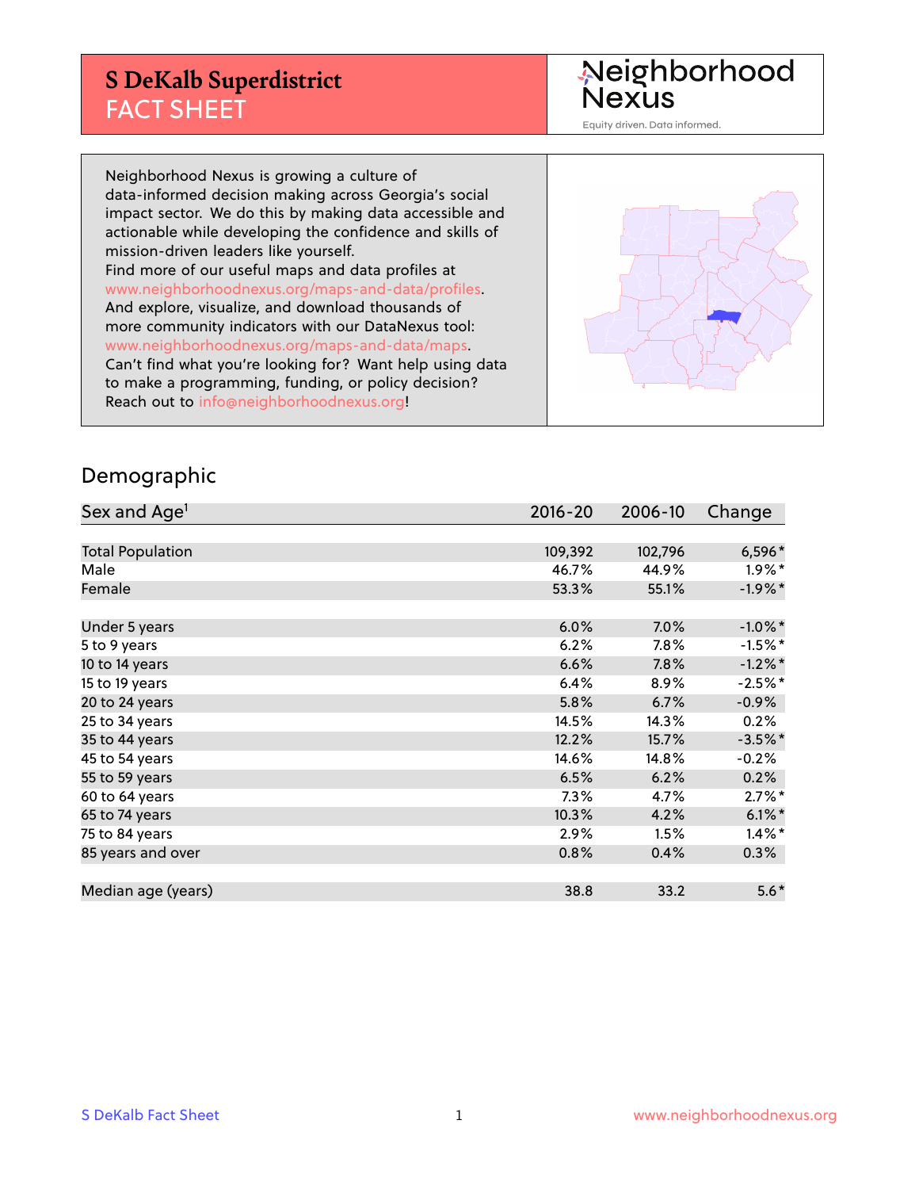# S DeKalb Superdistrict
## FACT SHEET

Neighborhood Nexus
Equity driven. Data informed.

Neighborhood Nexus is growing a culture of data-informed decision making across Georgia's social impact sector. We do this by making data accessible and actionable while developing the confidence and skills of mission-driven leaders like yourself.
Find more of our useful maps and data profiles at www.neighborhoodnexus.org/maps-and-data/profiles.
And explore, visualize, and download thousands of more community indicators with our DataNexus tool: www.neighborhoodnexus.org/maps-and-data/maps.
Can't find what you're looking for? Want help using data to make a programming, funding, or policy decision?
Reach out to info@neighborhoodnexus.org!

## Demographic

| Sex and Age[1] | 2016-20 | 2006-10 | Change |
|---|---|---|---|
| Total Population | 109,392 | 102,796 | 6,596* |
| Male | 46.7% | 44.9% | 1.9%* |
| Female | 53.3% | 55.1% | -1.9%* |
| | | | |
| Under 5 years | 6.0% | 7.0% | -1.0%* |
| 5 to 9 years | 6.2% | 7.8% | -1.5%* |
| 10 to 14 years | 6.6% | 7.8% | -1.2%* |
| 15 to 19 years | 6.4% | 8.9% | -2.5%* |
| 20 to 24 years | 5.8% | 6.7% | -0.9% |
| 25 to 34 years | 14.5% | 14.3% | 0.2% |
| 35 to 44 years | 12.2% | 15.7% | -3.5%* |
| 45 to 54 years | 14.6% | 14.8% | -0.2% |
| 55 to 59 years | 6.5% | 6.2% | 0.2% |
| 60 to 64 years | 7.3% | 4.7% | 2.7%* |
| 65 to 74 years | 10.3% | 4.2% | 6.1%* |
| 75 to 84 years | 2.9% | 1.5% | 1.4%* |
| 85 years and over | 0.8% | 0.4% | 0.3% |
| | | | |
| Median age (years) | 38.8 | 33.2 | 5.6* |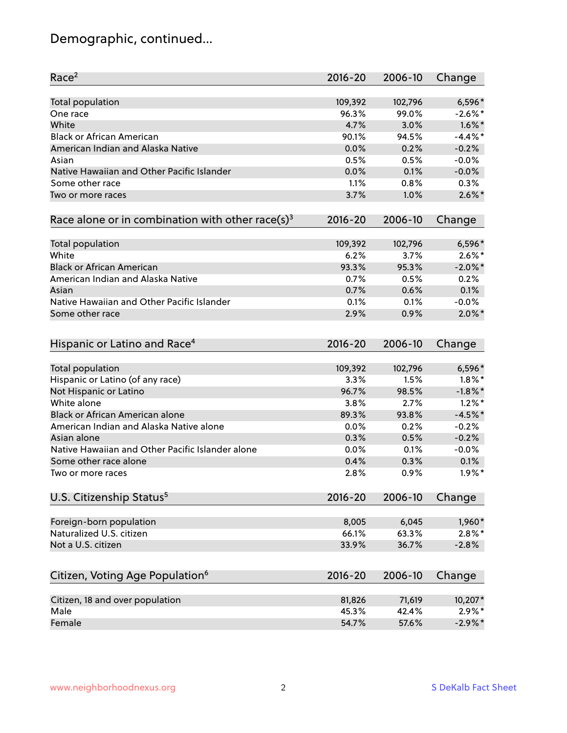# Demographic, continued...

| Race[2] | 2016-20 | 2006-10 | Change |
|---|---|---|---|
| Total population | 109,392 | 102,796 | 6,596* |
| One race | 96.3% | 99.0% | -2.6%* |
| White | 4.7% | 3.0% | 1.6%* |
| Black or African American | 90.1% | 94.5% | -4.4%* |
| American Indian and Alaska Native | 0.0% | 0.2% | -0.2% |
| Asian | 0.5% | 0.5% | -0.0% |
| Native Hawaiian and Other Pacific Islander | 0.0% | 0.1% | -0.0% |
| Some other race | 1.1% | 0.8% | 0.3% |
| Two or more races | 3.7% | 1.0% | 2.6%* |

| Race alone or in combination with other race(s)[3] | 2016-20 | 2006-10 | Change |
|---|---|---|---|
| Total population | 109,392 | 102,796 | 6,596* |
| White | 6.2% | 3.7% | 2.6%* |
| Black or African American | 93.3% | 95.3% | -2.0%* |
| American Indian and Alaska Native | 0.7% | 0.5% | 0.2% |
| Asian | 0.7% | 0.6% | 0.1% |
| Native Hawaiian and Other Pacific Islander | 0.1% | 0.1% | -0.0% |
| Some other race | 2.9% | 0.9% | 2.0%* |

| Hispanic or Latino and Race[4] | 2016-20 | 2006-10 | Change |
|---|---|---|---|
| Total population | 109,392 | 102,796 | 6,596* |
| Hispanic or Latino (of any race) | 3.3% | 1.5% | 1.8%* |
| Not Hispanic or Latino | 96.7% | 98.5% | -1.8%* |
| White alone | 3.8% | 2.7% | 1.2%* |
| Black or African American alone | 89.3% | 93.8% | -4.5%* |
| American Indian and Alaska Native alone | 0.0% | 0.2% | -0.2% |
| Asian alone | 0.3% | 0.5% | -0.2% |
| Native Hawaiian and Other Pacific Islander alone | 0.0% | 0.1% | -0.0% |
| Some other race alone | 0.4% | 0.3% | 0.1% |
| Two or more races | 2.8% | 0.9% | 1.9%* |

| U.S. Citizenship Status[5] | 2016-20 | 2006-10 | Change |
|---|---|---|---|
| Foreign-born population | 8,005 | 6,045 | 1,960* |
| Naturalized U.S. citizen | 66.1% | 63.3% | 2.8%* |
| Not a U.S. citizen | 33.9% | 36.7% | -2.8% |

| Citizen, Voting Age Population[6] | 2016-20 | 2006-10 | Change |
|---|---|---|---|
| Citizen, 18 and over population | 81,826 | 71,619 | 10,207* |
| Male | 45.3% | 42.4% | 2.9%* |
| Female | 54.7% | 57.6% | -2.9%* |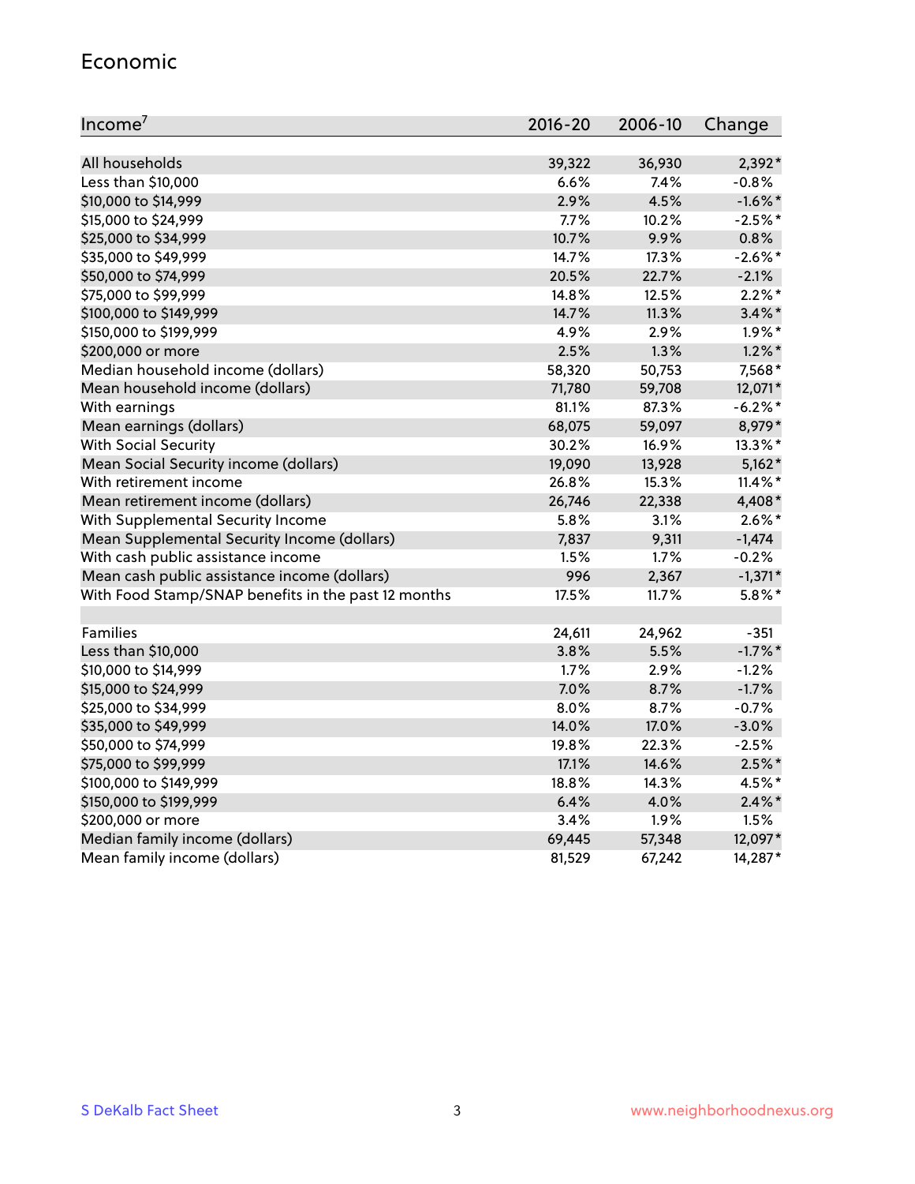## Economic

| Income[7] | 2016-20 | 2006-10 | Change |
|---|---|---|---|
| All households | 39,322 | 36,930 | 2,392* |
| Less than $10,000 | 6.6% | 7.4% | -0.8% |
| $10,000 to $14,999 | 2.9% | 4.5% | -1.6%* |
| $15,000 to $24,999 | 7.7% | 10.2% | -2.5%* |
| $25,000 to $34,999 | 10.7% | 9.9% | 0.8% |
| $35,000 to $49,999 | 14.7% | 17.3% | -2.6%* |
| $50,000 to $74,999 | 20.5% | 22.7% | -2.1% |
| $75,000 to $99,999 | 14.8% | 12.5% | 2.2%* |
| $100,000 to $149,999 | 14.7% | 11.3% | 3.4%* |
| $150,000 to $199,999 | 4.9% | 2.9% | 1.9%* |
| $200,000 or more | 2.5% | 1.3% | 1.2%* |
| Median household income (dollars) | 58,320 | 50,753 | 7,568* |
| Mean household income (dollars) | 71,780 | 59,708 | 12,071* |
| With earnings | 81.1% | 87.3% | -6.2%* |
| Mean earnings (dollars) | 68,075 | 59,097 | 8,979* |
| With Social Security | 30.2% | 16.9% | 13.3%* |
| Mean Social Security income (dollars) | 19,090 | 13,928 | 5,162* |
| With retirement income | 26.8% | 15.3% | 11.4%* |
| Mean retirement income (dollars) | 26,746 | 22,338 | 4,408* |
| With Supplemental Security Income | 5.8% | 3.1% | 2.6%* |
| Mean Supplemental Security Income (dollars) | 7,837 | 9,311 | -1,474 |
| With cash public assistance income | 1.5% | 1.7% | -0.2% |
| Mean cash public assistance income (dollars) | 996 | 2,367 | -1,371* |
| With Food Stamp/SNAP benefits in the past 12 months | 17.5% | 11.7% | 5.8%* |
| | | | |
| Families | 24,611 | 24,962 | -351 |
| Less than $10,000 | 3.8% | 5.5% | -1.7%* |
| $10,000 to $14,999 | 1.7% | 2.9% | -1.2% |
| $15,000 to $24,999 | 7.0% | 8.7% | -1.7% |
| $25,000 to $34,999 | 8.0% | 8.7% | -0.7% |
| $35,000 to $49,999 | 14.0% | 17.0% | -3.0% |
| $50,000 to $74,999 | 19.8% | 22.3% | -2.5% |
| $75,000 to $99,999 | 17.1% | 14.6% | 2.5%* |
| $100,000 to $149,999 | 18.8% | 14.3% | 4.5%* |
| $150,000 to $199,999 | 6.4% | 4.0% | 2.4%* |
| $200,000 or more | 3.4% | 1.9% | 1.5% |
| Median family income (dollars) | 69,445 | 57,348 | 12,097* |
| Mean family income (dollars) | 81,529 | 67,242 | 14,287* |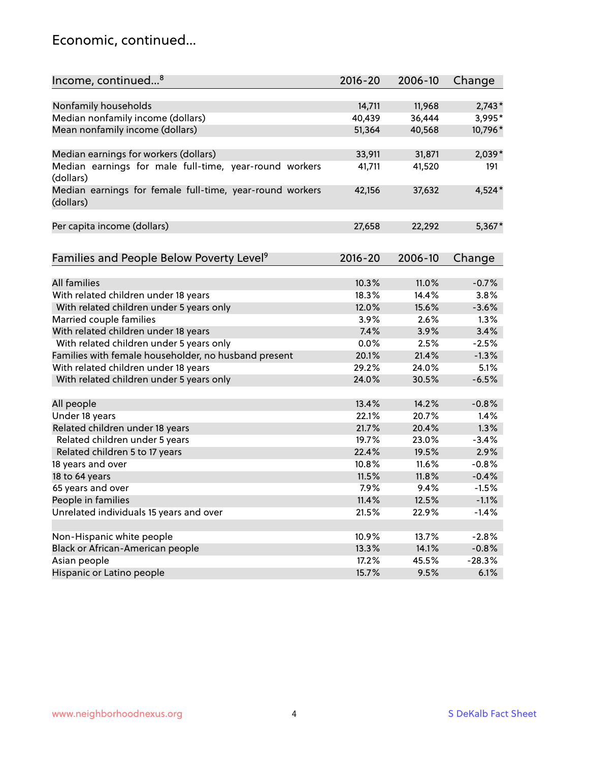## Economic, continued...

| Income, continued...[8] | 2016-20 | 2006-10 | Change |
|---|---|---|---|
| Nonfamily households | 14,711 | 11,968 | 2,743* |
| Median nonfamily income (dollars) | 40,439 | 36,444 | 3,995* |
| Mean nonfamily income (dollars) | 51,364 | 40,568 | 10,796* |
| | | | |
| Median earnings for workers (dollars) | 33,911 | 31,871 | 2,039* |
| Median earnings for male full-time, year-round workers (dollars) | 41,711 | 41,520 | 191 |
| Median earnings for female full-time, year-round workers (dollars) | 42,156 | 37,632 | 4,524* |
| | | | |
| Per capita income (dollars) | 27,658 | 22,292 | 5,367* |

| Families and People Below Poverty Level[9] | 2016-20 | 2006-10 | Change |
|---|---|---|---|
| All families | 10.3% | 11.0% | -0.7% |
| With related children under 18 years | 18.3% | 14.4% | 3.8% |
| With related children under 5 years only | 12.0% | 15.6% | -3.6% |
| Married couple families | 3.9% | 2.6% | 1.3% |
| With related children under 18 years | 7.4% | 3.9% | 3.4% |
| With related children under 5 years only | 0.0% | 2.5% | -2.5% |
| Families with female householder, no husband present | 20.1% | 21.4% | -1.3% |
| With related children under 18 years | 29.2% | 24.0% | 5.1% |
| With related children under 5 years only | 24.0% | 30.5% | -6.5% |
| | | | |
| All people | 13.4% | 14.2% | -0.8% |
| Under 18 years | 22.1% | 20.7% | 1.4% |
| Related children under 18 years | 21.7% | 20.4% | 1.3% |
| Related children under 5 years | 19.7% | 23.0% | -3.4% |
| Related children 5 to 17 years | 22.4% | 19.5% | 2.9% |
| 18 years and over | 10.8% | 11.6% | -0.8% |
| 18 to 64 years | 11.5% | 11.8% | -0.4% |
| 65 years and over | 7.9% | 9.4% | -1.5% |
| People in families | 11.4% | 12.5% | -1.1% |
| Unrelated individuals 15 years and over | 21.5% | 22.9% | -1.4% |
| | | | |
| Non-Hispanic white people | 10.9% | 13.7% | -2.8% |
| Black or African-American people | 13.3% | 14.1% | -0.8% |
| Asian people | 17.2% | 45.5% | -28.3% |
| Hispanic or Latino people | 15.7% | 9.5% | 6.1% |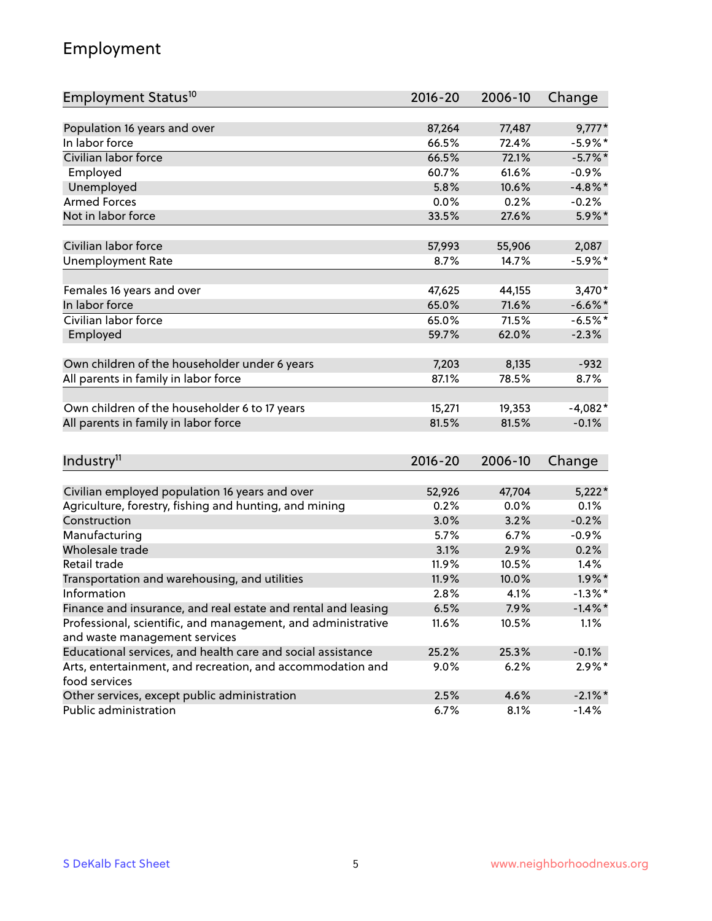## Employment

| Employment Status[10] | 2016-20 | 2006-10 | Change |
|---|---|---|---|
| Population 16 years and over | 87,264 | 77,487 | 9,777* |
| In labor force | 66.5% | 72.4% | -5.9%* |
| Civilian labor force | 66.5% | 72.1% | -5.7%* |
| Employed | 60.7% | 61.6% | -0.9% |
| Unemployed | 5.8% | 10.6% | -4.8%* |
| Armed Forces | 0.0% | 0.2% | -0.2% |
| Not in labor force | 33.5% | 27.6% | 5.9%* |
| | | | |
| Civilian labor force | 57,993 | 55,906 | 2,087 |
| Unemployment Rate | 8.7% | 14.7% | -5.9%* |
| | | | |
| Females 16 years and over | 47,625 | 44,155 | 3,470* |
| In labor force | 65.0% | 71.6% | -6.6%* |
| Civilian labor force | 65.0% | 71.5% | -6.5%* |
| Employed | 59.7% | 62.0% | -2.3% |
| | | | |
| Own children of the householder under 6 years | 7,203 | 8,135 | -932 |
| All parents in family in labor force | 87.1% | 78.5% | 8.7% |
| | | | |
| Own children of the householder 6 to 17 years | 15,271 | 19,353 | -4,082* |
| All parents in family in labor force | 81.5% | 81.5% | -0.1% |

| Industry[11] | 2016-20 | 2006-10 | Change |
|---|---|---|---|
| Civilian employed population 16 years and over | 52,926 | 47,704 | 5,222* |
| Agriculture, forestry, fishing and hunting, and mining | 0.2% | 0.0% | 0.1% |
| Construction | 3.0% | 3.2% | -0.2% |
| Manufacturing | 5.7% | 6.7% | -0.9% |
| Wholesale trade | 3.1% | 2.9% | 0.2% |
| Retail trade | 11.9% | 10.5% | 1.4% |
| Transportation and warehousing, and utilities | 11.9% | 10.0% | 1.9%* |
| Information | 2.8% | 4.1% | -1.3%* |
| Finance and insurance, and real estate and rental and leasing | 6.5% | 7.9% | -1.4%* |
| Professional, scientific, and management, and administrative and waste management services | 11.6% | 10.5% | 1.1% |
| Educational services, and health care and social assistance | 25.2% | 25.3% | -0.1% |
| Arts, entertainment, and recreation, and accommodation and food services | 9.0% | 6.2% | 2.9%* |
| Other services, except public administration | 2.5% | 4.6% | -2.1%* |
| Public administration | 6.7% | 8.1% | -1.4% |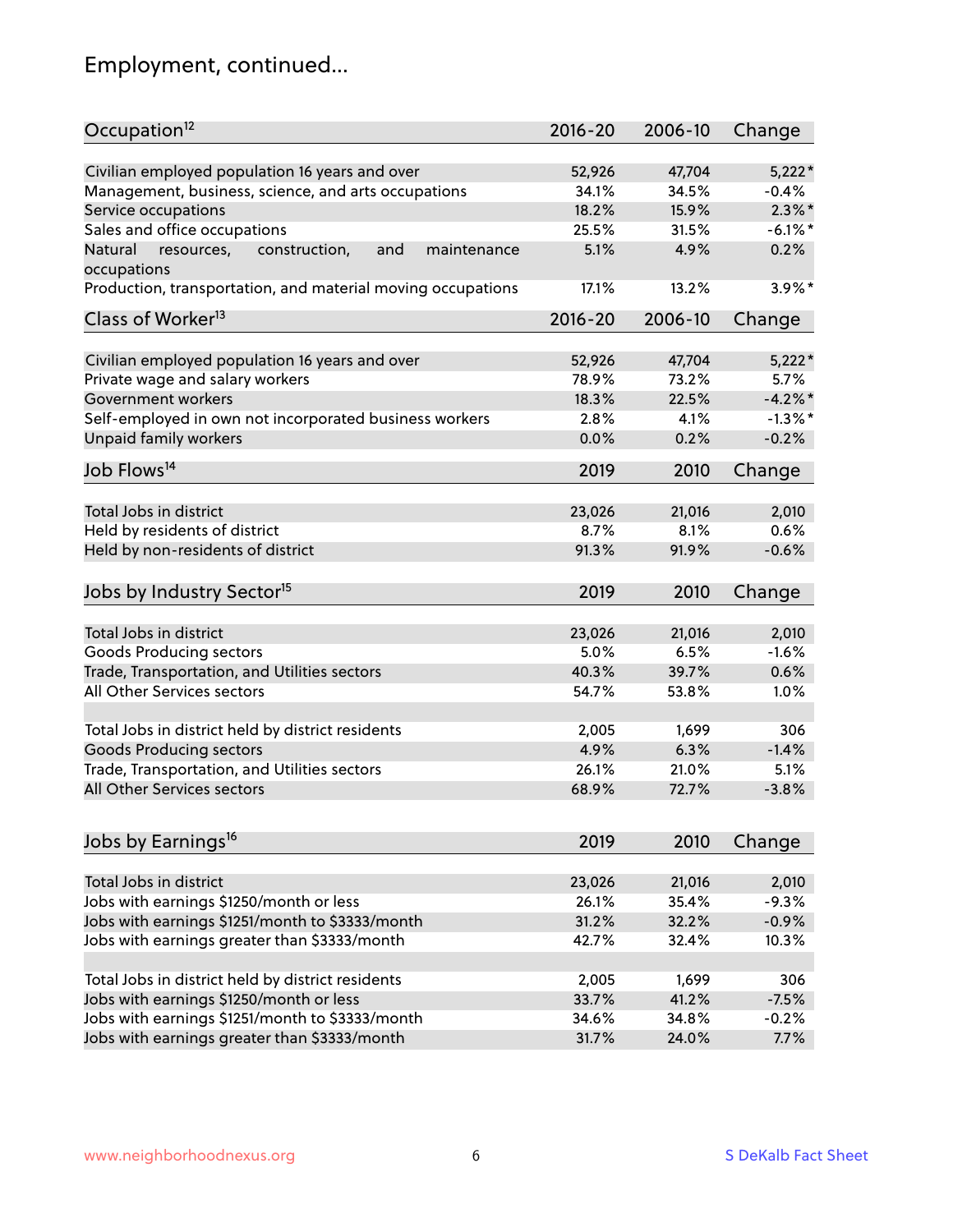## Employment, continued...

| Occupation[12] | 2016-20 | 2006-10 | Change |
|---|---|---|---|
| Civilian employed population 16 years and over | 52,926 | 47,704 | 5,222* |
| Management, business, science, and arts occupations | 34.1% | 34.5% | -0.4% |
| Service occupations | 18.2% | 15.9% | 2.3%* |
| Sales and office occupations | 25.5% | 31.5% | -6.1%* |
| Natural resources, construction, and maintenance occupations | 5.1% | 4.9% | 0.2% |
| Production, transportation, and material moving occupations | 17.1% | 13.2% | 3.9%* |

| Class of Worker[13] | 2016-20 | 2006-10 | Change |
|---|---|---|---|
| Civilian employed population 16 years and over | 52,926 | 47,704 | 5,222* |
| Private wage and salary workers | 78.9% | 73.2% | 5.7% |
| Government workers | 18.3% | 22.5% | -4.2%* |
| Self-employed in own not incorporated business workers | 2.8% | 4.1% | -1.3%* |
| Unpaid family workers | 0.0% | 0.2% | -0.2% |

| Job Flows[14] | 2019 | 2010 | Change |
|---|---|---|---|
| Total Jobs in district | 23,026 | 21,016 | 2,010 |
| Held by residents of district | 8.7% | 8.1% | 0.6% |
| Held by non-residents of district | 91.3% | 91.9% | -0.6% |

| Jobs by Industry Sector[15] | 2019 | 2010 | Change |
|---|---|---|---|
| Total Jobs in district | 23,026 | 21,016 | 2,010 |
| Goods Producing sectors | 5.0% | 6.5% | -1.6% |
| Trade, Transportation, and Utilities sectors | 40.3% | 39.7% | 0.6% |
| All Other Services sectors | 54.7% | 53.8% | 1.0% |
| | | | |
| Total Jobs in district held by district residents | 2,005 | 1,699 | 306 |
| Goods Producing sectors | 4.9% | 6.3% | -1.4% |
| Trade, Transportation, and Utilities sectors | 26.1% | 21.0% | 5.1% |
| All Other Services sectors | 68.9% | 72.7% | -3.8% |

| Jobs by Earnings[16] | 2019 | 2010 | Change |
|---|---|---|---|
| Total Jobs in district | 23,026 | 21,016 | 2,010 |
| Jobs with earnings $1250/month or less | 26.1% | 35.4% | -9.3% |
| Jobs with earnings $1251/month to $3333/month | 31.2% | 32.2% | -0.9% |
| Jobs with earnings greater than $3333/month | 42.7% | 32.4% | 10.3% |
| | | | |
| Total Jobs in district held by district residents | 2,005 | 1,699 | 306 |
| Jobs with earnings $1250/month or less | 33.7% | 41.2% | -7.5% |
| Jobs with earnings $1251/month to $3333/month | 34.6% | 34.8% | -0.2% |
| Jobs with earnings greater than $3333/month | 31.7% | 24.0% | 7.7% |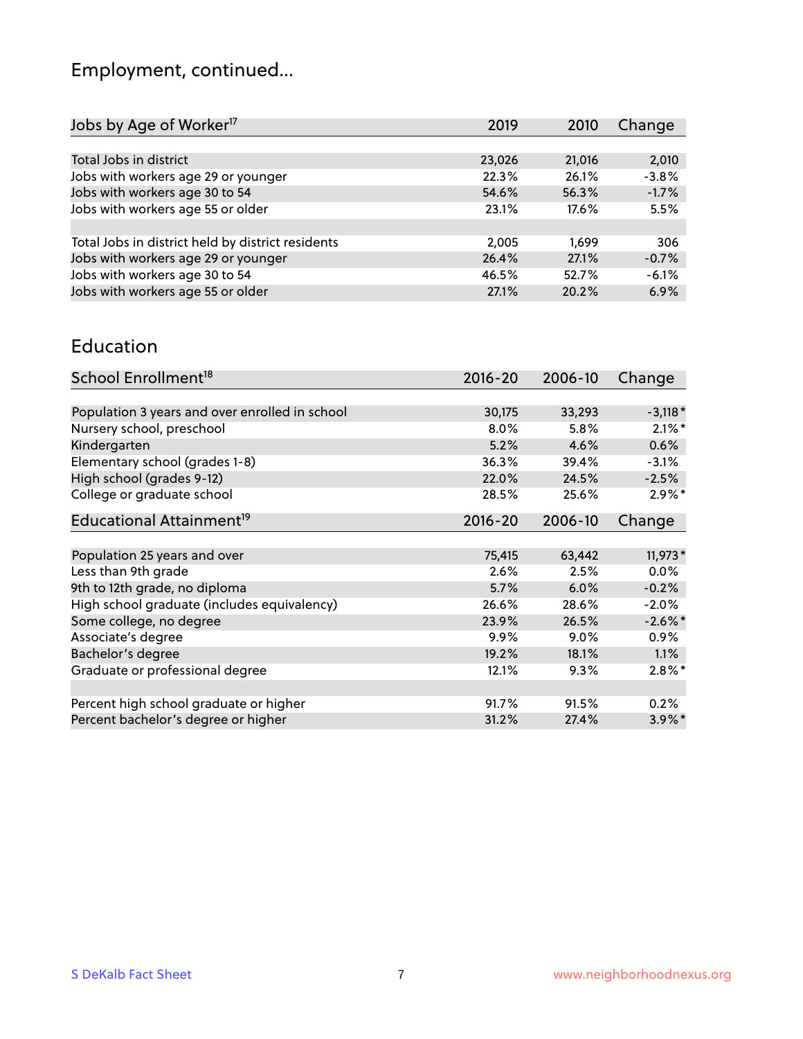## Employment, continued...

| Jobs by Age of Worker[17] | 2019 | 2010 | Change |
|---|---|---|---|
| Total Jobs in district | 23,026 | 21,016 | 2,010 |
| Jobs with workers age 29 or younger | 22.3% | 26.1% | -3.8% |
| Jobs with workers age 30 to 54 | 54.6% | 56.3% | -1.7% |
| Jobs with workers age 55 or older | 23.1% | 17.6% | 5.5% |
| | | | |
| Total Jobs in district held by district residents | 2,005 | 1,699 | 306 |
| Jobs with workers age 29 or younger | 26.4% | 27.1% | -0.7% |
| Jobs with workers age 30 to 54 | 46.5% | 52.7% | -6.1% |
| Jobs with workers age 55 or older | 27.1% | 20.2% | 6.9% |

## Education

| School Enrollment[18] | 2016-20 | 2006-10 | Change |
|---|---|---|---|
| Population 3 years and over enrolled in school | 30,175 | 33,293 | -3,118* |
| Nursery school, preschool | 8.0% | 5.8% | 2.1%* |
| Kindergarten | 5.2% | 4.6% | 0.6% |
| Elementary school (grades 1-8) | 36.3% | 39.4% | -3.1% |
| High school (grades 9-12) | 22.0% | 24.5% | -2.5% |
| College or graduate school | 28.5% | 25.6% | 2.9%* |

| Educational Attainment[19] | 2016-20 | 2006-10 | Change |
|---|---|---|---|
| Population 25 years and over | 75,415 | 63,442 | 11,973* |
| Less than 9th grade | 2.6% | 2.5% | 0.0% |
| 9th to 12th grade, no diploma | 5.7% | 6.0% | -0.2% |
| High school graduate (includes equivalency) | 26.6% | 28.6% | -2.0% |
| Some college, no degree | 23.9% | 26.5% | -2.6%* |
| Associate's degree | 9.9% | 9.0% | 0.9% |
| Bachelor's degree | 19.2% | 18.1% | 1.1% |
| Graduate or professional degree | 12.1% | 9.3% | 2.8%* |
| | | | |
| Percent high school graduate or higher | 91.7% | 91.5% | 0.2% |
| Percent bachelor's degree or higher | 31.2% | 27.4% | 3.9%* |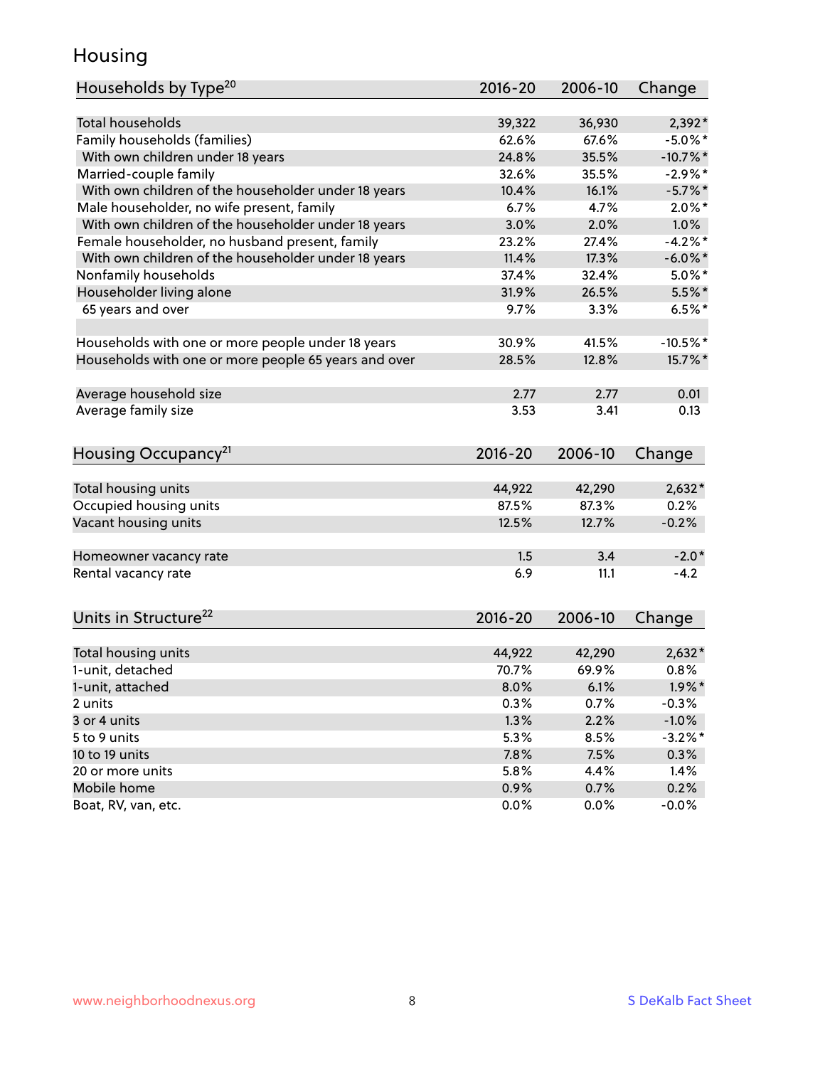# Housing

| Households by Type[20] | 2016-20 | 2006-10 | Change |
|---|---|---|---|
| Total households | 39,322 | 36,930 | 2,392* |
| Family households (families) | 62.6% | 67.6% | -5.0%* |
| With own children under 18 years | 24.8% | 35.5% | -10.7%* |
| Married-couple family | 32.6% | 35.5% | -2.9%* |
| With own children of the householder under 18 years | 10.4% | 16.1% | -5.7%* |
| Male householder, no wife present, family | 6.7% | 4.7% | 2.0%* |
| With own children of the householder under 18 years | 3.0% | 2.0% | 1.0% |
| Female householder, no husband present, family | 23.2% | 27.4% | -4.2%* |
| With own children of the householder under 18 years | 11.4% | 17.3% | -6.0%* |
| Nonfamily households | 37.4% | 32.4% | 5.0%* |
| Householder living alone | 31.9% | 26.5% | 5.5%* |
| 65 years and over | 9.7% | 3.3% | 6.5%* |
| | | | |
| Households with one or more people under 18 years | 30.9% | 41.5% | -10.5%* |
| Households with one or more people 65 years and over | 28.5% | 12.8% | 15.7%* |
| | | | |
| Average household size | 2.77 | 2.77 | 0.01 |
| Average family size | 3.53 | 3.41 | 0.13 |

| Housing Occupancy[21] | 2016-20 | 2006-10 | Change |
|---|---|---|---|
| Total housing units | 44,922 | 42,290 | 2,632* |
| Occupied housing units | 87.5% | 87.3% | 0.2% |
| Vacant housing units | 12.5% | 12.7% | -0.2% |
| | | | |
| Homeowner vacancy rate | 1.5 | 3.4 | -2.0* |
| Rental vacancy rate | 6.9 | 11.1 | -4.2 |

| Units in Structure[22] | 2016-20 | 2006-10 | Change |
|---|---|---|---|
| Total housing units | 44,922 | 42,290 | 2,632* |
| 1-unit, detached | 70.7% | 69.9% | 0.8% |
| 1-unit, attached | 8.0% | 6.1% | 1.9%* |
| 2 units | 0.3% | 0.7% | -0.3% |
| 3 or 4 units | 1.3% | 2.2% | -1.0% |
| 5 to 9 units | 5.3% | 8.5% | -3.2%* |
| 10 to 19 units | 7.8% | 7.5% | 0.3% |
| 20 or more units | 5.8% | 4.4% | 1.4% |
| Mobile home | 0.9% | 0.7% | 0.2% |
| Boat, RV, van, etc. | 0.0% | 0.0% | -0.0% |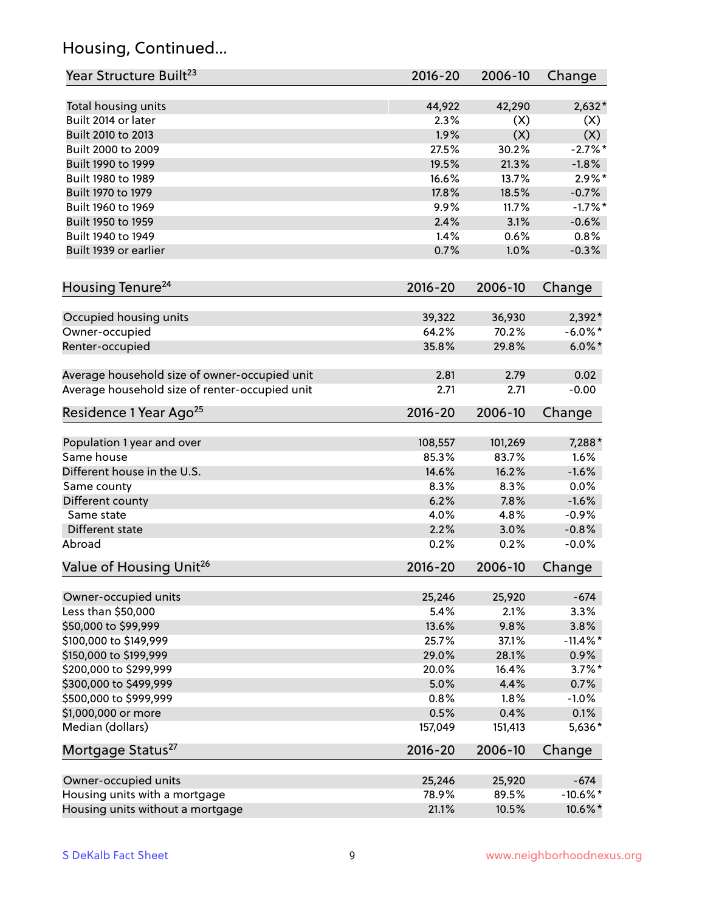## Housing, Continued...

| Year Structure Built[23] | 2016-20 | 2006-10 | Change |
|---|---|---|---|
| Total housing units | 44,922 | 42,290 | 2,632* |
| Built 2014 or later | 2.3% | (X) | (X) |
| Built 2010 to 2013 | 1.9% | (X) | (X) |
| Built 2000 to 2009 | 27.5% | 30.2% | -2.7%* |
| Built 1990 to 1999 | 19.5% | 21.3% | -1.8% |
| Built 1980 to 1989 | 16.6% | 13.7% | 2.9%* |
| Built 1970 to 1979 | 17.8% | 18.5% | -0.7% |
| Built 1960 to 1969 | 9.9% | 11.7% | -1.7%* |
| Built 1950 to 1959 | 2.4% | 3.1% | -0.6% |
| Built 1940 to 1949 | 1.4% | 0.6% | 0.8% |
| Built 1939 or earlier | 0.7% | 1.0% | -0.3% |

| Housing Tenure[24] | 2016-20 | 2006-10 | Change |
|---|---|---|---|
| Occupied housing units | 39,322 | 36,930 | 2,392* |
| Owner-occupied | 64.2% | 70.2% | -6.0%* |
| Renter-occupied | 35.8% | 29.8% | 6.0%* |
| Average household size of owner-occupied unit | 2.81 | 2.79 | 0.02 |
| Average household size of renter-occupied unit | 2.71 | 2.71 | -0.00 |

| Residence 1 Year Ago[25] | 2016-20 | 2006-10 | Change |
|---|---|---|---|
| Population 1 year and over | 108,557 | 101,269 | 7,288* |
| Same house | 85.3% | 83.7% | 1.6% |
| Different house in the U.S. | 14.6% | 16.2% | -1.6% |
| Same county | 8.3% | 8.3% | 0.0% |
| Different county | 6.2% | 7.8% | -1.6% |
| Same state | 4.0% | 4.8% | -0.9% |
| Different state | 2.2% | 3.0% | -0.8% |
| Abroad | 0.2% | 0.2% | -0.0% |

| Value of Housing Unit[26] | 2016-20 | 2006-10 | Change |
|---|---|---|---|
| Owner-occupied units | 25,246 | 25,920 | -674 |
| Less than $50,000 | 5.4% | 2.1% | 3.3% |
| $50,000 to $99,999 | 13.6% | 9.8% | 3.8% |
| $100,000 to $149,999 | 25.7% | 37.1% | -11.4%* |
| $150,000 to $199,999 | 29.0% | 28.1% | 0.9% |
| $200,000 to $299,999 | 20.0% | 16.4% | 3.7%* |
| $300,000 to $499,999 | 5.0% | 4.4% | 0.7% |
| $500,000 to $999,999 | 0.8% | 1.8% | -1.0% |
| $1,000,000 or more | 0.5% | 0.4% | 0.1% |
| Median (dollars) | 157,049 | 151,413 | 5,636* |

| Mortgage Status[27] | 2016-20 | 2006-10 | Change |
|---|---|---|---|
| Owner-occupied units | 25,246 | 25,920 | -674 |
| Housing units with a mortgage | 78.9% | 89.5% | -10.6%* |
| Housing units without a mortgage | 21.1% | 10.5% | 10.6%* |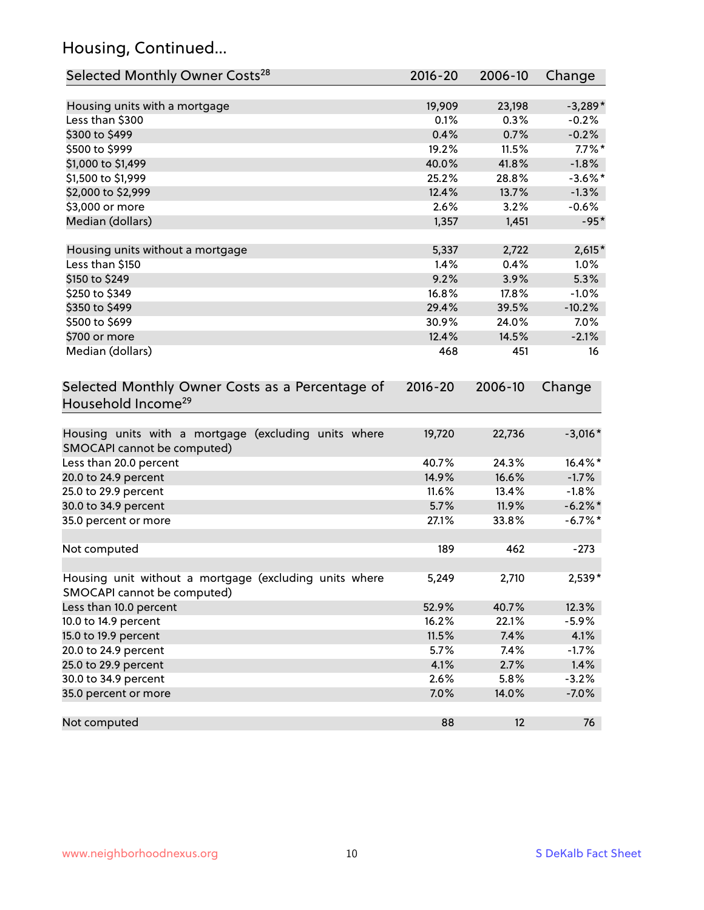## Housing, Continued...

| Selected Monthly Owner Costs[28] | 2016-20 | 2006-10 | Change |
|---|---|---|---|
| Housing units with a mortgage | 19,909 | 23,198 | -3,289* |
| Less than $300 | 0.1% | 0.3% | -0.2% |
| $300 to $499 | 0.4% | 0.7% | -0.2% |
| $500 to $999 | 19.2% | 11.5% | 7.7%* |
| $1,000 to $1,499 | 40.0% | 41.8% | -1.8% |
| $1,500 to $1,999 | 25.2% | 28.8% | -3.6%* |
| $2,000 to $2,999 | 12.4% | 13.7% | -1.3% |
| $3,000 or more | 2.6% | 3.2% | -0.6% |
| Median (dollars) | 1,357 | 1,451 | -95* |
| | | | |
| Housing units without a mortgage | 5,337 | 2,722 | 2,615* |
| Less than $150 | 1.4% | 0.4% | 1.0% |
| $150 to $249 | 9.2% | 3.9% | 5.3% |
| $250 to $349 | 16.8% | 17.8% | -1.0% |
| $350 to $499 | 29.4% | 39.5% | -10.2% |
| $500 to $699 | 30.9% | 24.0% | 7.0% |
| $700 or more | 12.4% | 14.5% | -2.1% |
| Median (dollars) | 468 | 451 | 16 |

| Selected Monthly Owner Costs as a Percentage of Household Income[29] | 2016-20 | 2006-10 | Change |
|---|---|---|---|
| Housing units with a mortgage (excluding units where SMOCAPI cannot be computed) | 19,720 | 22,736 | -3,016* |
| Less than 20.0 percent | 40.7% | 24.3% | 16.4%* |
| 20.0 to 24.9 percent | 14.9% | 16.6% | -1.7% |
| 25.0 to 29.9 percent | 11.6% | 13.4% | -1.8% |
| 30.0 to 34.9 percent | 5.7% | 11.9% | -6.2%* |
| 35.0 percent or more | 27.1% | 33.8% | -6.7%* |
| | | | |
| Not computed | 189 | 462 | -273 |
| | | | |
| Housing unit without a mortgage (excluding units where SMOCAPI cannot be computed) | 5,249 | 2,710 | 2,539* |
| Less than 10.0 percent | 52.9% | 40.7% | 12.3% |
| 10.0 to 14.9 percent | 16.2% | 22.1% | -5.9% |
| 15.0 to 19.9 percent | 11.5% | 7.4% | 4.1% |
| 20.0 to 24.9 percent | 5.7% | 7.4% | -1.7% |
| 25.0 to 29.9 percent | 4.1% | 2.7% | 1.4% |
| 30.0 to 34.9 percent | 2.6% | 5.8% | -3.2% |
| 35.0 percent or more | 7.0% | 14.0% | -7.0% |
| | | | |
| Not computed | 88 | 12 | 76 |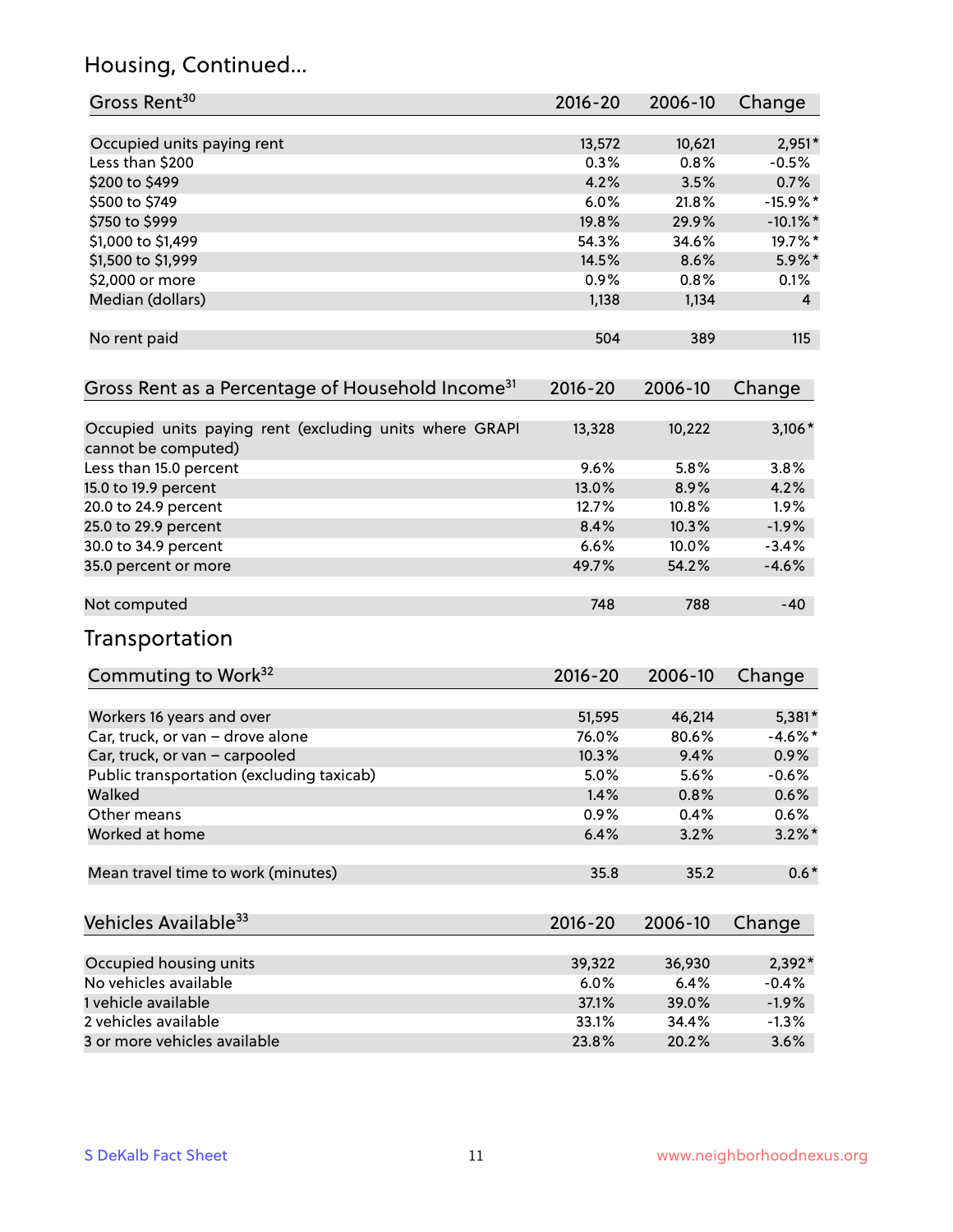## Housing, Continued...

| Gross Rent[30] | 2016-20 | 2006-10 | Change |
|---|---|---|---|
| Occupied units paying rent | 13,572 | 10,621 | 2,951* |
| Less than $200 | 0.3% | 0.8% | -0.5% |
| $200 to $499 | 4.2% | 3.5% | 0.7% |
| $500 to $749 | 6.0% | 21.8% | -15.9%* |
| $750 to $999 | 19.8% | 29.9% | -10.1%* |
| $1,000 to $1,499 | 54.3% | 34.6% | 19.7%* |
| $1,500 to $1,999 | 14.5% | 8.6% | 5.9%* |
| $2,000 or more | 0.9% | 0.8% | 0.1% |
| Median (dollars) | 1,138 | 1,134 | 4 |
| No rent paid | 504 | 389 | 115 |

| Gross Rent as a Percentage of Household Income[31] | 2016-20 | 2006-10 | Change |
|---|---|---|---|
| Occupied units paying rent (excluding units where GRAPI cannot be computed) | 13,328 | 10,222 | 3,106* |
| Less than 15.0 percent | 9.6% | 5.8% | 3.8% |
| 15.0 to 19.9 percent | 13.0% | 8.9% | 4.2% |
| 20.0 to 24.9 percent | 12.7% | 10.8% | 1.9% |
| 25.0 to 29.9 percent | 8.4% | 10.3% | -1.9% |
| 30.0 to 34.9 percent | 6.6% | 10.0% | -3.4% |
| 35.0 percent or more | 49.7% | 54.2% | -4.6% |
| Not computed | 748 | 788 | -40 |

## Transportation

| Commuting to Work[32] | 2016-20 | 2006-10 | Change |
|---|---|---|---|
| Workers 16 years and over | 51,595 | 46,214 | 5,381* |
| Car, truck, or van – drove alone | 76.0% | 80.6% | -4.6%* |
| Car, truck, or van – carpooled | 10.3% | 9.4% | 0.9% |
| Public transportation (excluding taxicab) | 5.0% | 5.6% | -0.6% |
| Walked | 1.4% | 0.8% | 0.6% |
| Other means | 0.9% | 0.4% | 0.6% |
| Worked at home | 6.4% | 3.2% | 3.2%* |
| Mean travel time to work (minutes) | 35.8 | 35.2 | 0.6* |

| Vehicles Available[33] | 2016-20 | 2006-10 | Change |
|---|---|---|---|
| Occupied housing units | 39,322 | 36,930 | 2,392* |
| No vehicles available | 6.0% | 6.4% | -0.4% |
| 1 vehicle available | 37.1% | 39.0% | -1.9% |
| 2 vehicles available | 33.1% | 34.4% | -1.3% |
| 3 or more vehicles available | 23.8% | 20.2% | 3.6% |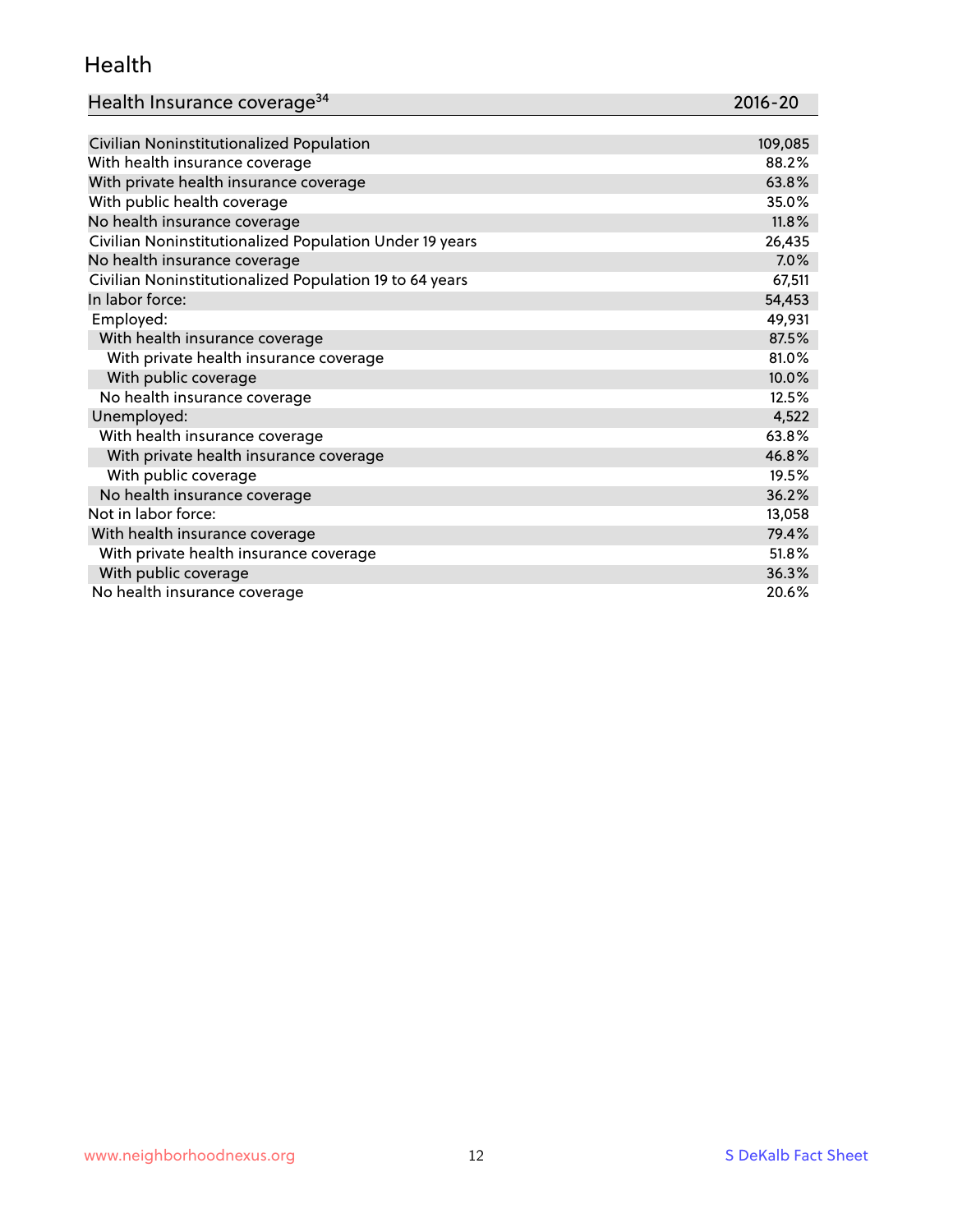## Health

| Health Insurance coverage[34] | 2016-20 |
|---|---|
| Civilian Noninstitutionalized Population | 109,085 |
| With health insurance coverage | 88.2% |
| With private health insurance coverage | 63.8% |
| With public health coverage | 35.0% |
| No health insurance coverage | 11.8% |
| Civilian Noninstitutionalized Population Under 19 years | 26,435 |
| No health insurance coverage | 7.0% |
| Civilian Noninstitutionalized Population 19 to 64 years | 67,511 |
| In labor force: | 54,453 |
| Employed: | 49,931 |
| With health insurance coverage | 87.5% |
| With private health insurance coverage | 81.0% |
| With public coverage | 10.0% |
| No health insurance coverage | 12.5% |
| Unemployed: | 4,522 |
| With health insurance coverage | 63.8% |
| With private health insurance coverage | 46.8% |
| With public coverage | 19.5% |
| No health insurance coverage | 36.2% |
| Not in labor force: | 13,058 |
| With health insurance coverage | 79.4% |
| With private health insurance coverage | 51.8% |
| With public coverage | 36.3% |
| No health insurance coverage | 20.6% |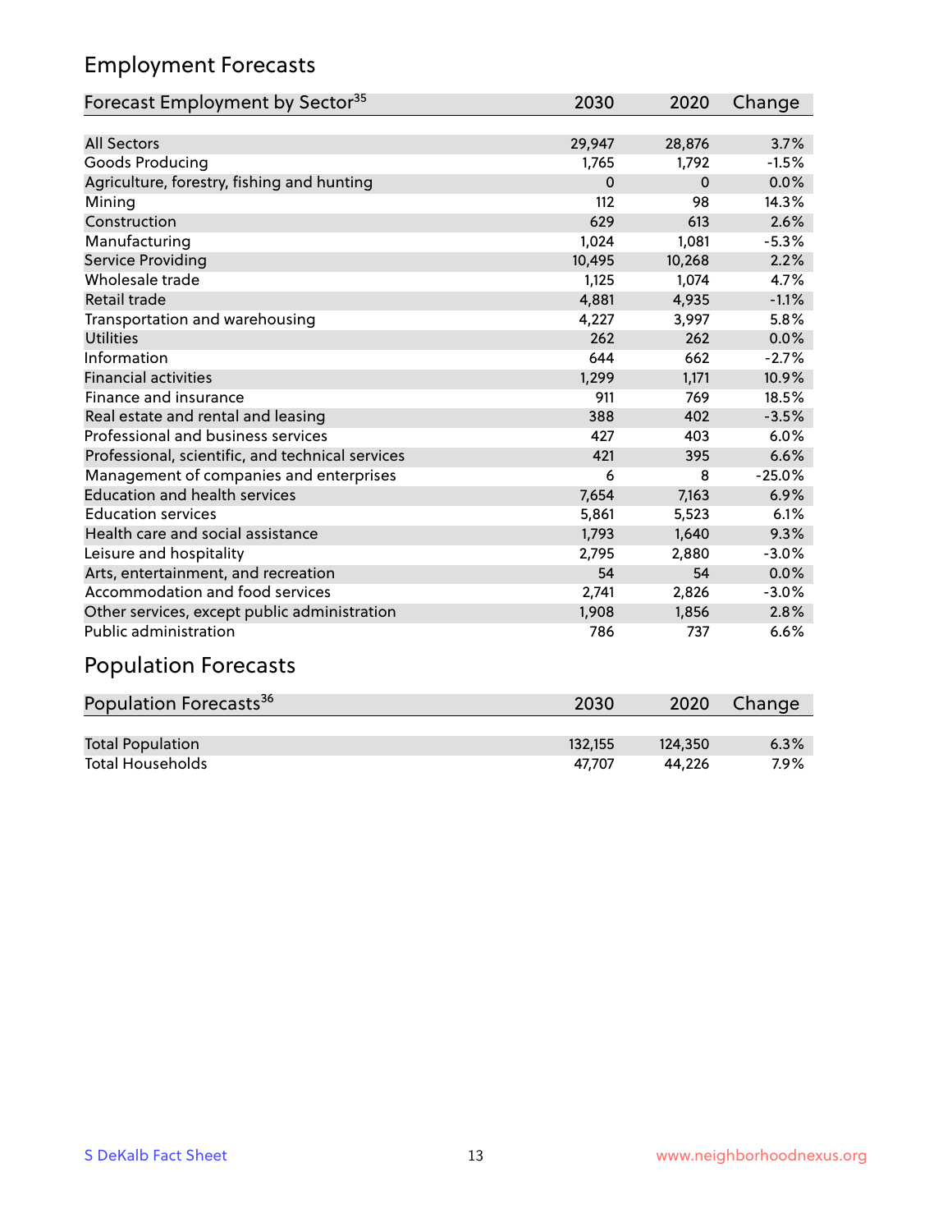## Employment Forecasts

| Forecast Employment by Sector[35] | 2030 | 2020 | Change |
|---|---|---|---|
| All Sectors | 29,947 | 28,876 | 3.7% |
| Goods Producing | 1,765 | 1,792 | -1.5% |
| Agriculture, forestry, fishing and hunting | 0 | 0 | 0.0% |
| Mining | 112 | 98 | 14.3% |
| Construction | 629 | 613 | 2.6% |
| Manufacturing | 1,024 | 1,081 | -5.3% |
| Service Providing | 10,495 | 10,268 | 2.2% |
| Wholesale trade | 1,125 | 1,074 | 4.7% |
| Retail trade | 4,881 | 4,935 | -1.1% |
| Transportation and warehousing | 4,227 | 3,997 | 5.8% |
| Utilities | 262 | 262 | 0.0% |
| Information | 644 | 662 | -2.7% |
| Financial activities | 1,299 | 1,171 | 10.9% |
| Finance and insurance | 911 | 769 | 18.5% |
| Real estate and rental and leasing | 388 | 402 | -3.5% |
| Professional and business services | 427 | 403 | 6.0% |
| Professional, scientific, and technical services | 421 | 395 | 6.6% |
| Management of companies and enterprises | 6 | 8 | -25.0% |
| Education and health services | 7,654 | 7,163 | 6.9% |
| Education services | 5,861 | 5,523 | 6.1% |
| Health care and social assistance | 1,793 | 1,640 | 9.3% |
| Leisure and hospitality | 2,795 | 2,880 | -3.0% |
| Arts, entertainment, and recreation | 54 | 54 | 0.0% |
| Accommodation and food services | 2,741 | 2,826 | -3.0% |
| Other services, except public administration | 1,908 | 1,856 | 2.8% |
| Public administration | 786 | 737 | 6.6% |

## Population Forecasts

| Population Forecasts[36] | 2030 | 2020 | Change |
|---|---|---|---|
| Total Population | 132,155 | 124,350 | 6.3% |
| Total Households | 47,707 | 44,226 | 7.9% |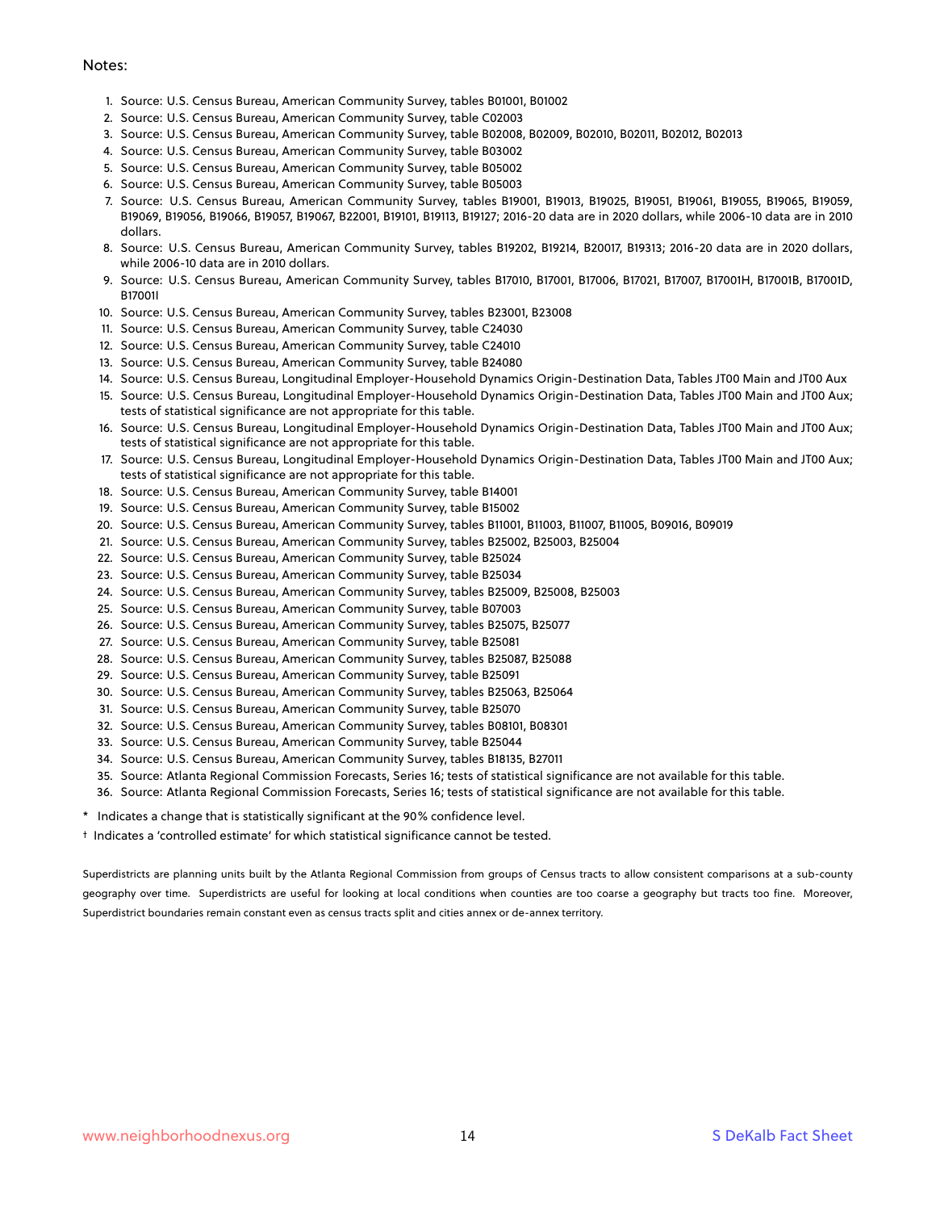Notes:

1. Source: U.S. Census Bureau, American Community Survey, tables B01001, B01002
2. Source: U.S. Census Bureau, American Community Survey, table C02003
3. Source: U.S. Census Bureau, American Community Survey, table B02008, B02009, B02010, B02011, B02012, B02013
4. Source: U.S. Census Bureau, American Community Survey, table B03002
5. Source: U.S. Census Bureau, American Community Survey, table B05002
6. Source: U.S. Census Bureau, American Community Survey, table B05003
7. Source: U.S. Census Bureau, American Community Survey, tables B19001, B19013, B19025, B19051, B19061, B19055, B19065, B19059, B19069, B19056, B19066, B19057, B19067, B22001, B19101, B19113, B19127; 2016-20 data are in 2020 dollars, while 2006-10 data are in 2010 dollars.
8. Source: U.S. Census Bureau, American Community Survey, tables B19202, B19214, B20017, B19313; 2016-20 data are in 2020 dollars, while 2006-10 data are in 2010 dollars.
9. Source: U.S. Census Bureau, American Community Survey, tables B17010, B17001, B17006, B17021, B17007, B17001H, B17001B, B17001D, B17001I
10. Source: U.S. Census Bureau, American Community Survey, tables B23001, B23008
11. Source: U.S. Census Bureau, American Community Survey, table C24030
12. Source: U.S. Census Bureau, American Community Survey, table C24010
13. Source: U.S. Census Bureau, American Community Survey, table B24080
14. Source: U.S. Census Bureau, Longitudinal Employer-Household Dynamics Origin-Destination Data, Tables JT00 Main and JT00 Aux
15. Source: U.S. Census Bureau, Longitudinal Employer-Household Dynamics Origin-Destination Data, Tables JT00 Main and JT00 Aux; tests of statistical significance are not appropriate for this table.
16. Source: U.S. Census Bureau, Longitudinal Employer-Household Dynamics Origin-Destination Data, Tables JT00 Main and JT00 Aux; tests of statistical significance are not appropriate for this table.
17. Source: U.S. Census Bureau, Longitudinal Employer-Household Dynamics Origin-Destination Data, Tables JT00 Main and JT00 Aux; tests of statistical significance are not appropriate for this table.
18. Source: U.S. Census Bureau, American Community Survey, table B14001
19. Source: U.S. Census Bureau, American Community Survey, table B15002
20. Source: U.S. Census Bureau, American Community Survey, tables B11001, B11003, B11007, B11005, B09016, B09019
21. Source: U.S. Census Bureau, American Community Survey, tables B25002, B25003, B25004
22. Source: U.S. Census Bureau, American Community Survey, table B25024
23. Source: U.S. Census Bureau, American Community Survey, table B25034
24. Source: U.S. Census Bureau, American Community Survey, tables B25009, B25008, B25003
25. Source: U.S. Census Bureau, American Community Survey, table B07003
26. Source: U.S. Census Bureau, American Community Survey, tables B25075, B25077
27. Source: U.S. Census Bureau, American Community Survey, table B25081
28. Source: U.S. Census Bureau, American Community Survey, tables B25087, B25088
29. Source: U.S. Census Bureau, American Community Survey, table B25091
30. Source: U.S. Census Bureau, American Community Survey, tables B25063, B25064
31. Source: U.S. Census Bureau, American Community Survey, table B25070
32. Source: U.S. Census Bureau, American Community Survey, tables B08101, B08301
33. Source: U.S. Census Bureau, American Community Survey, table B25044
34. Source: U.S. Census Bureau, American Community Survey, tables B18135, B27011
35. Source: Atlanta Regional Commission Forecasts, Series 16; tests of statistical significance are not available for this table.
36. Source: Atlanta Regional Commission Forecasts, Series 16; tests of statistical significance are not available for this table.

\* Indicates a change that is statistically significant at the 90% confidence level.

† Indicates a 'controlled estimate' for which statistical significance cannot be tested.

Superdistricts are planning units built by the Atlanta Regional Commission from groups of Census tracts to allow consistent comparisons at a sub-county geography over time. Superdistricts are useful for looking at local conditions when counties are too coarse a geography but tracts too fine. Moreover, Superdistrict boundaries remain constant even as census tracts split and cities annex or de-annex territory.